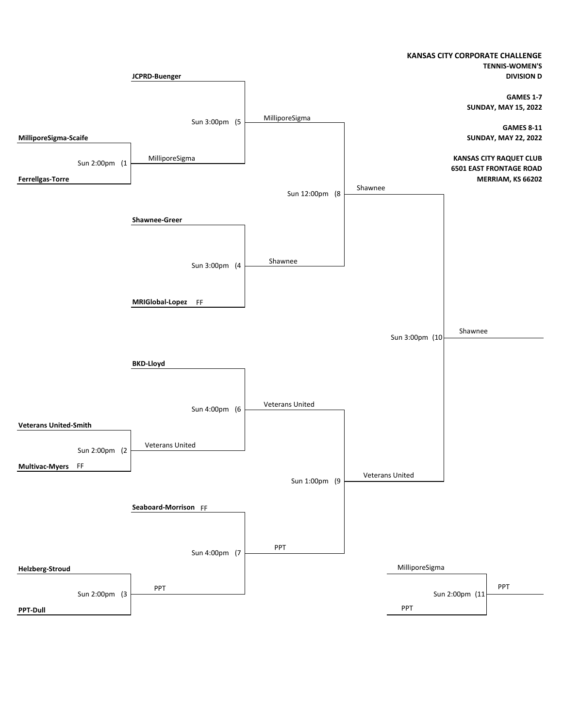**KANSAS CITY CORPORATE CHALLENGE**
**TENNIS-WOMEN'S**
**DIVISION D**

**GAMES 1-7**
**SUNDAY, MAY 15, 2022**

**GAMES 8-11**
**SUNDAY, MAY 22, 2022**

**KANSAS CITY RAQUET CLUB**
**6501 EAST FRONTAGE ROAD**
**MERRIAM, KS 66202**

| Game | Time | Teams | Winner |
|---|---|---|---|
| (1 | Sun 2:00pm | **MilliporeSigma-Scaife** vs **Ferrellgas-Torre** | MilliporeSigma |
| (2 | Sun 2:00pm | **Veterans United-Smith** vs **Multivac-Myers** FF | Veterans United |
| (3 | Sun 2:00pm | **Helzberg-Stroud** vs **PPT-Dull** | PPT |
| (4 | Sun 3:00pm | **Shawnee-Greer** vs **MRIGlobal-Lopez** FF | Shawnee |
| (5 | Sun 3:00pm | **JCPRD-Buenger** vs MilliporeSigma | MilliporeSigma |
| (6 | Sun 4:00pm | **BKD-Lloyd** vs Veterans United | Veterans United |
| (7 | Sun 4:00pm | **Seaboard-Morrison** FF vs PPT | PPT |
| (8 | Sun 12:00pm | MilliporeSigma vs Shawnee | Shawnee |
| (9 | Sun 1:00pm | Veterans United vs PPT | Veterans United |
| (10 | Sun 3:00pm | Shawnee vs Veterans United | Shawnee |
| (11 | Sun 2:00pm | MilliporeSigma vs PPT | PPT |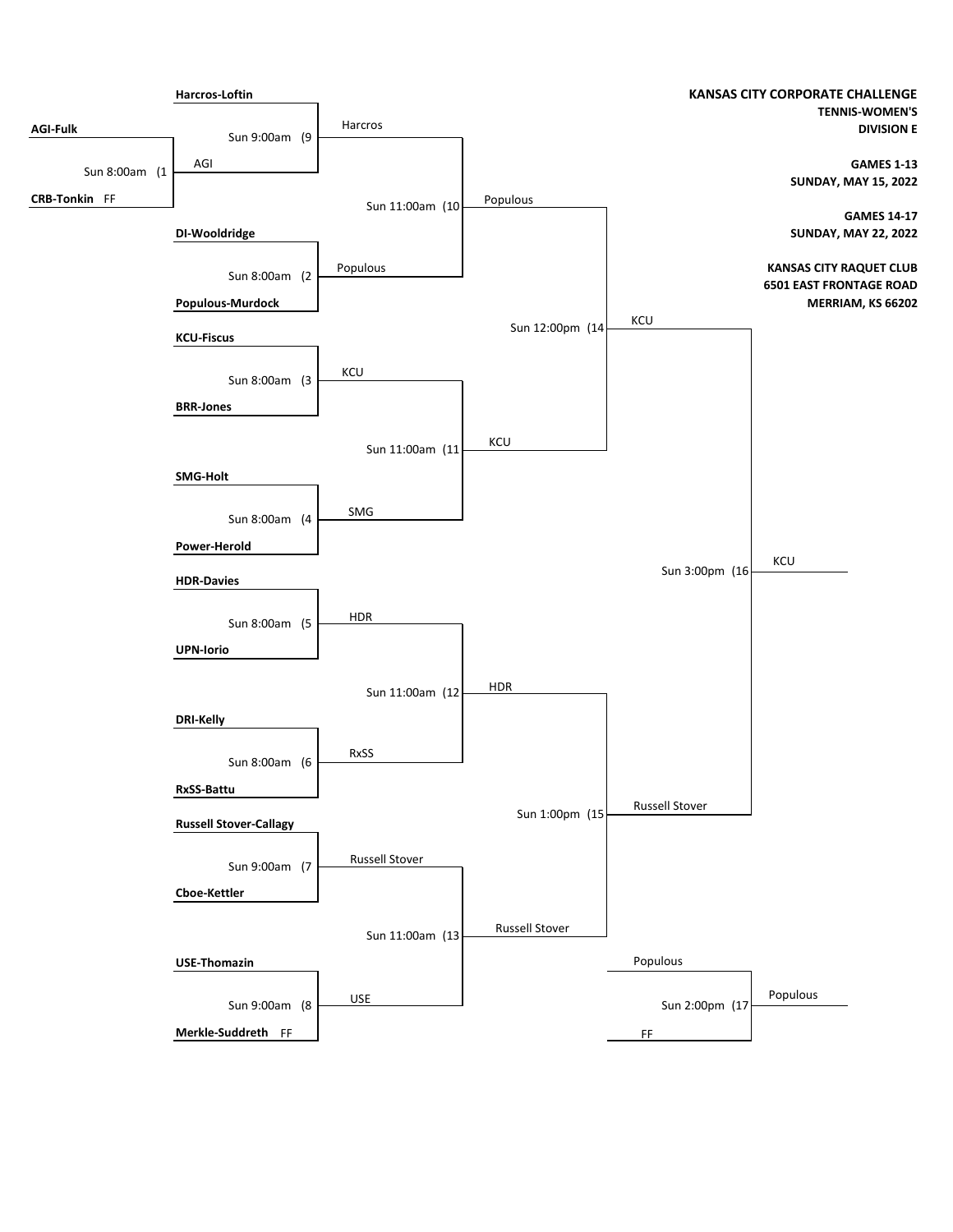**KANSAS CITY CORPORATE CHALLENGE**
**TENNIS-WOMEN'S**
**DIVISION E**

**GAMES 1-13**
**SUNDAY, MAY 15, 2022**

**GAMES 14-17**
**SUNDAY, MAY 22, 2022**

**KANSAS CITY RAQUET CLUB**
**6501 EAST FRONTAGE ROAD**
**MERRIAM, KS 66202**

| Game | Time | Teams | Winner |
|---|---|---|---|
| 1 | Sun 8:00am | **AGI-Fulk** vs **CRB-Tonkin** FF | AGI |
| 2 | Sun 8:00am | **DI-Wooldridge** vs **Populous-Murdock** | Populous |
| 3 | Sun 8:00am | **KCU-Fiscus** vs **BRR-Jones** | KCU |
| 4 | Sun 8:00am | **SMG-Holt** vs **Power-Herold** | SMG |
| 5 | Sun 8:00am | **HDR-Davies** vs **UPN-Iorio** | HDR |
| 6 | Sun 8:00am | **DRI-Kelly** vs **RxSS-Battu** | RxSS |
| 7 | Sun 9:00am | **Russell Stover-Callagy** vs **Cboe-Kettler** | Russell Stover |
| 8 | Sun 9:00am | **USE-Thomazin** vs **Merkle-Suddreth** FF | USE |
| 9 | Sun 9:00am | **Harcros-Loftin** vs AGI | Harcros |
| 10 | Sun 11:00am | Harcros vs Populous | Populous |
| 11 | Sun 11:00am | KCU vs SMG | KCU |
| 12 | Sun 11:00am | HDR vs RxSS | HDR |
| 13 | Sun 11:00am | Russell Stover vs USE | Russell Stover |
| 14 | Sun 12:00pm | Populous vs KCU | KCU |
| 15 | Sun 1:00pm | HDR vs Russell Stover | Russell Stover |
| 16 | Sun 3:00pm | KCU vs Russell Stover | KCU |
| 17 | Sun 2:00pm | Populous vs FF | Populous |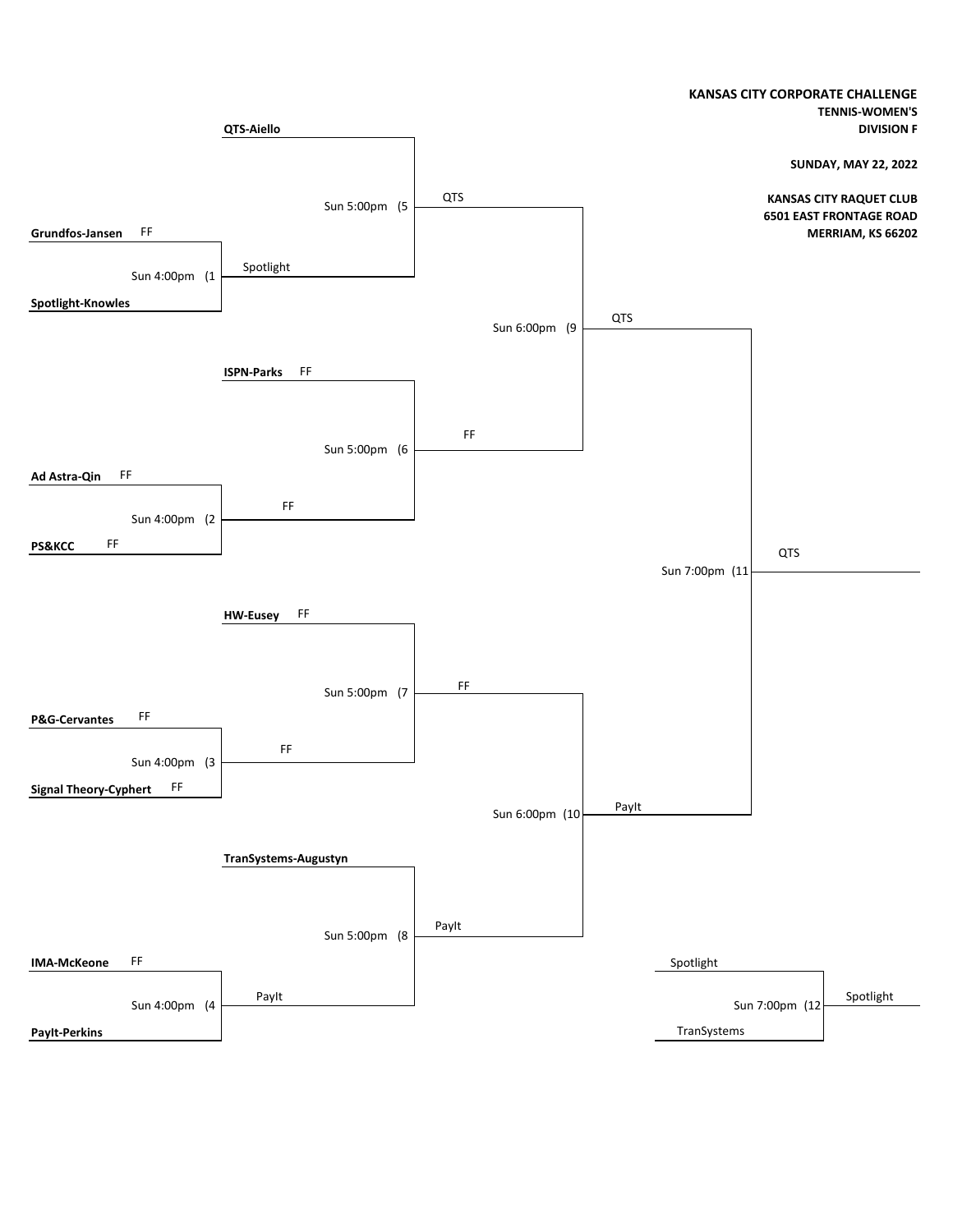**KANSAS CITY CORPORATE CHALLENGE**
**TENNIS-WOMEN'S**
**DIVISION F**

**SUNDAY, MAY 22, 2022**

**KANSAS CITY RAQUET CLUB**
**6501 EAST FRONTAGE ROAD**
**MERRIAM, KS 66202**

### First Round

| Match | Time | Team 1 | Team 2 | Winner |
|---|---|---|---|---|
| (1 | Sun 4:00pm | **Grundfos-Jansen** FF | **Spotlight-Knowles** | Spotlight |
| (2 | Sun 4:00pm | **Ad Astra-Qin** FF | **PS&KCC** FF | FF |
| (3 | Sun 4:00pm | **P&G-Cervantes** FF | **Signal Theory-Cyphert** FF | FF |
| (4 | Sun 4:00pm | **IMA-McKeone** FF | **PayIt-Perkins** | PayIt |

### Second Round

| Match | Time | Team 1 | Team 2 | Winner |
|---|---|---|---|---|
| (5 | Sun 5:00pm | **QTS-Aiello** | Spotlight | QTS |
| (6 | Sun 5:00pm | **ISPN-Parks** FF | FF | FF |
| (7 | Sun 5:00pm | **HW-Eusey** FF | FF | FF |
| (8 | Sun 5:00pm | **TranSystems-Augustyn** | PayIt | PayIt |

### Semifinals

| Match | Time | Team 1 | Team 2 | Winner |
|---|---|---|---|---|
| (9 | Sun 6:00pm | QTS | FF | QTS |
| (10 | Sun 6:00pm | FF | PayIt | PayIt |

### Final

| Match | Time | Team 1 | Team 2 | Winner |
|---|---|---|---|---|
| (11 | Sun 7:00pm | QTS | PayIt | QTS |

### Third Place

| Match | Time | Team 1 | Team 2 | Winner |
|---|---|---|---|---|
| (12 | Sun 7:00pm | Spotlight | TranSystems | Spotlight |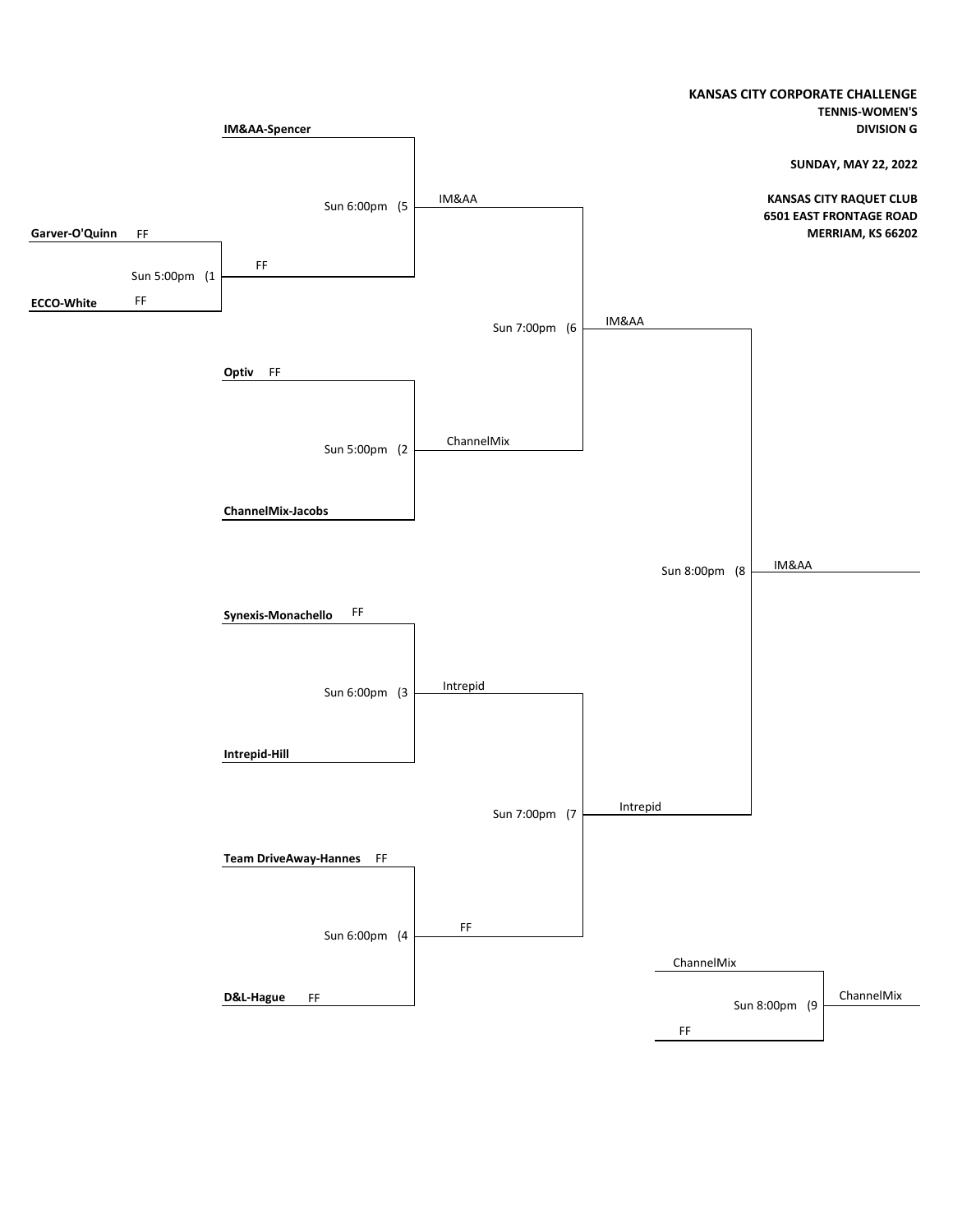**KANSAS CITY CORPORATE CHALLENGE**
**TENNIS-WOMEN'S**
**DIVISION G**

**SUNDAY, MAY 22, 2022**

**KANSAS CITY RAQUET CLUB**
**6501 EAST FRONTAGE ROAD**
**MERRIAM, KS 66202**

**IM&AA-Spencer**

Sun 6:00pm (5

IM&AA

**Garver-O'Quinn** FF

Sun 5:00pm (1

FF

**ECCO-White** FF

Sun 7:00pm (6

IM&AA

**Optiv** FF

Sun 5:00pm (2

ChannelMix

**ChannelMix-Jacobs**

Sun 8:00pm (8

IM&AA

**Synexis-Monachello** FF

Sun 6:00pm (3

Intrepid

**Intrepid-Hill**

Sun 7:00pm (7

Intrepid

**Team DriveAway-Hannes** FF

Sun 6:00pm (4

FF

**D&L-Hague** FF

ChannelMix

Sun 8:00pm (9

ChannelMix

FF